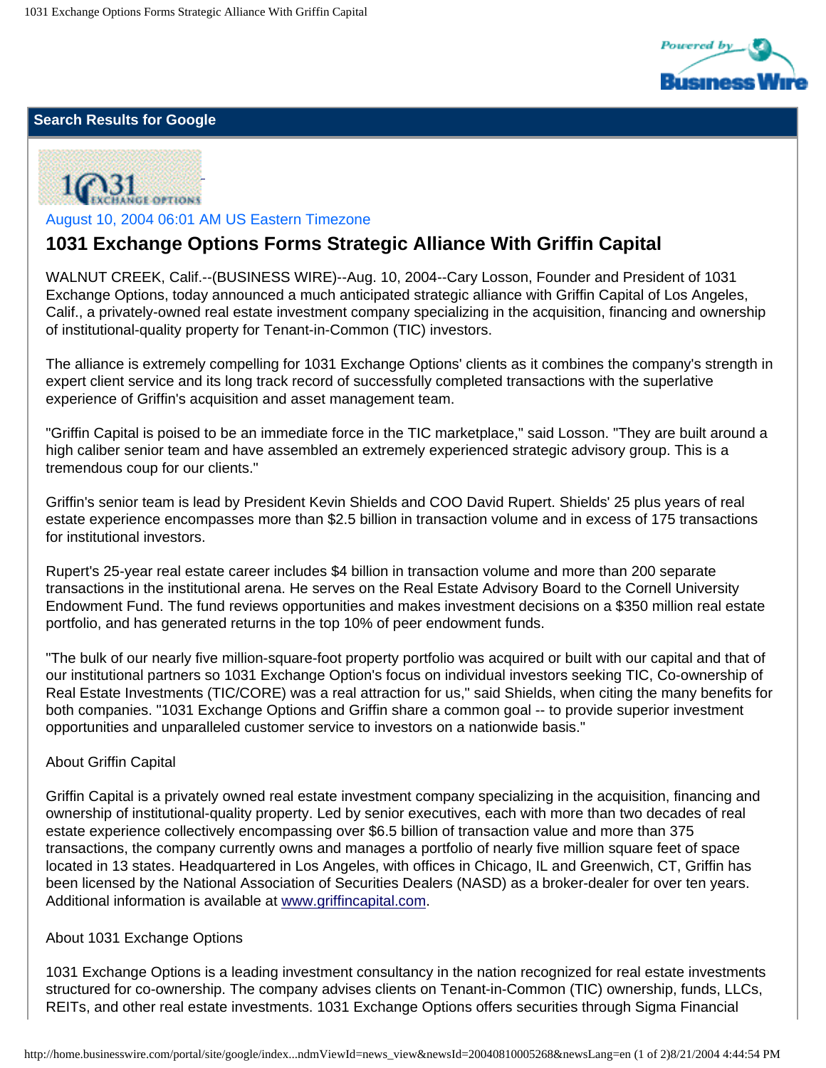## Search Results for Google

August 10, 2004 06:01 AM US Eastern Timezone

# 1031 Exchange Options Forms Strategic Alliance With Griffin Capital

WALNUT CREEK, Calif.--(BUSINESS WIRE)--Aug. 10, 2004--Cary Losson, Founder and President of 1031 Exchange Options, today announced a much anticipated strategic alliance with Griffin Capital of Los Angeles, Calif., a privately-owned real estate investment company specializing in the acquisition, financing and ownership of institutional-quality property for Tenant-in-Common (TIC) investors.

The alliance is extremely compelling for 1031 Exchange Options' clients as it combines the company's strength in expert client service and its long track record of successfully completed transactions with the superlative experience of Griffin's acquisition and asset management team.

"Griffin Capital is poised to be an immediate force in the TIC marketplace," said Losson. "They are built around a high caliber senior team and have assembled an extremely experienced strategic advisory group. This is a tremendous coup for our clients."

Griffin's senior team is lead by President Kevin Shields and COO David Rupert. Shields' 25 plus years of real estate experience encompasses more than $2.5 billion in transaction volume and in excess of 175 transactions for institutional investors.

Rupert's 25-year real estate career includes $4 billion in transaction volume and more than 200 separate transactions in the institutional arena. He serves on the Real Estate Advisory Board to the Cornell University Endowment Fund. The fund reviews opportunities and makes investment decisions on a $350 million real estate portfolio, and has generated returns in the top 10% of peer endowment funds.

"The bulk of our nearly five million-square-foot property portfolio was acquired or built with our capital and that of our institutional partners so 1031 Exchange Option's focus on individual investors seeking TIC, Co-ownership of Real Estate Investments (TIC/CORE) was a real attraction for us," said Shields, when citing the many benefits for both companies. "1031 Exchange Options and Griffin share a common goal -- to provide superior investment opportunities and unparalleled customer service to investors on a nationwide basis."

About Griffin Capital

Griffin Capital is a privately owned real estate investment company specializing in the acquisition, financing and ownership of institutional-quality property. Led by senior executives, each with more than two decades of real estate experience collectively encompassing over $6.5 billion of transaction value and more than 375 transactions, the company currently owns and manages a portfolio of nearly five million square feet of space located in 13 states. Headquartered in Los Angeles, with offices in Chicago, IL and Greenwich, CT, Griffin has been licensed by the National Association of Securities Dealers (NASD) as a broker-dealer for over ten years. Additional information is available at www.griffincapital.com.

About 1031 Exchange Options

1031 Exchange Options is a leading investment consultancy in the nation recognized for real estate investments structured for co-ownership. The company advises clients on Tenant-in-Common (TIC) ownership, funds, LLCs, REITs, and other real estate investments. 1031 Exchange Options offers securities through Sigma Financial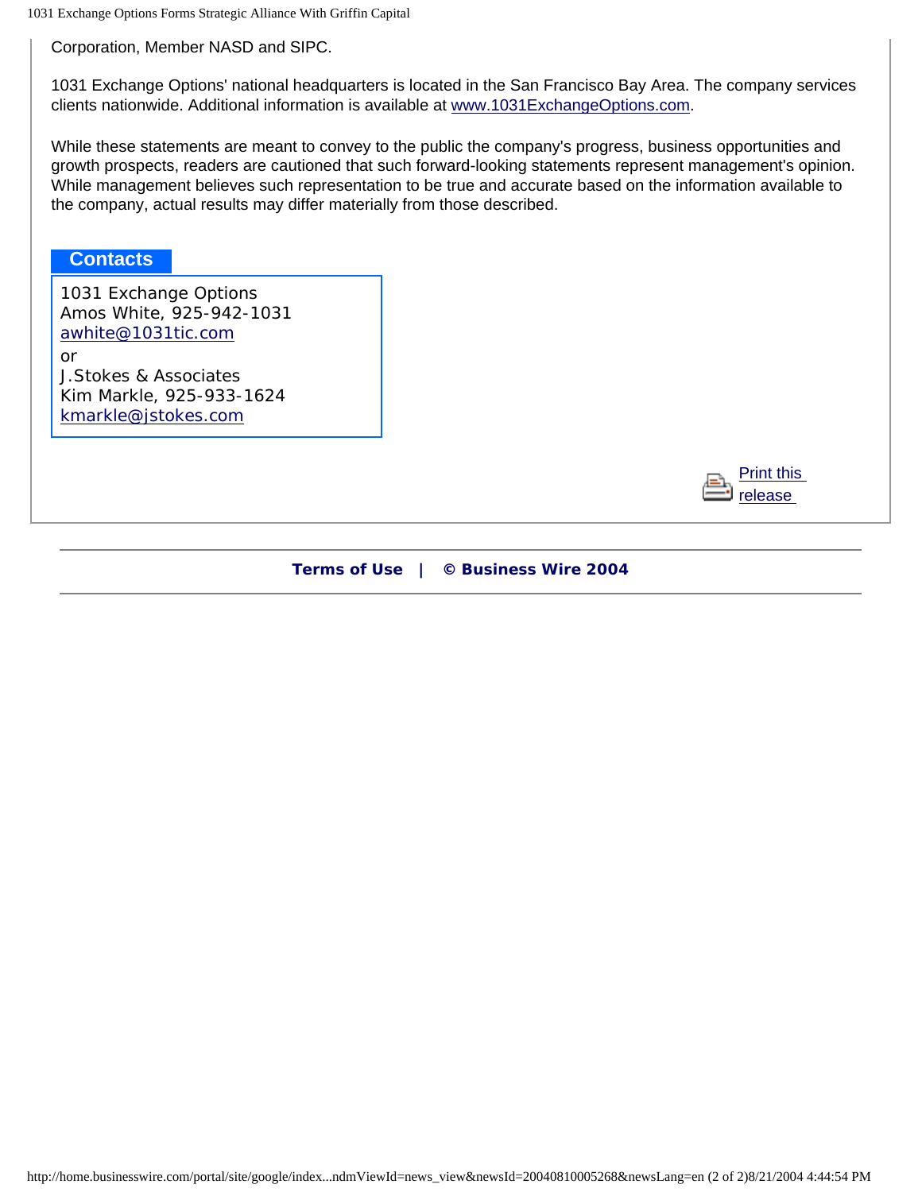Corporation, Member NASD and SIPC.

1031 Exchange Options' national headquarters is located in the San Francisco Bay Area. The company services clients nationwide. Additional information is available at www.1031ExchangeOptions.com.

While these statements are meant to convey to the public the company's progress, business opportunities and growth prospects, readers are cautioned that such forward-looking statements represent management's opinion. While management believes such representation to be true and accurate based on the information available to the company, actual results may differ materially from those described.

**Contacts**

1031 Exchange Options
Amos White, 925-942-1031
awhite@1031tic.com
or
J.Stokes & Associates
Kim Markle, 925-933-1624
kmarkle@jstokes.com

Print this release

**Terms of Use | © Business Wire 2004**